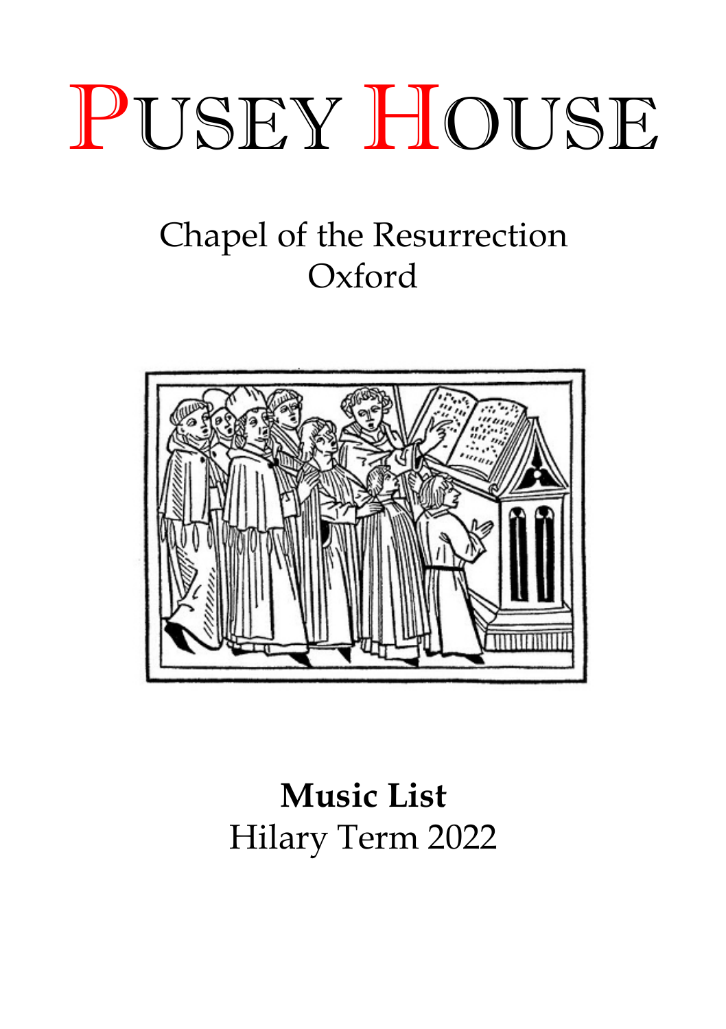# Pusey House

## Chapel of the Resurrection
## Oxford

**Music List**
Hilary Term 2022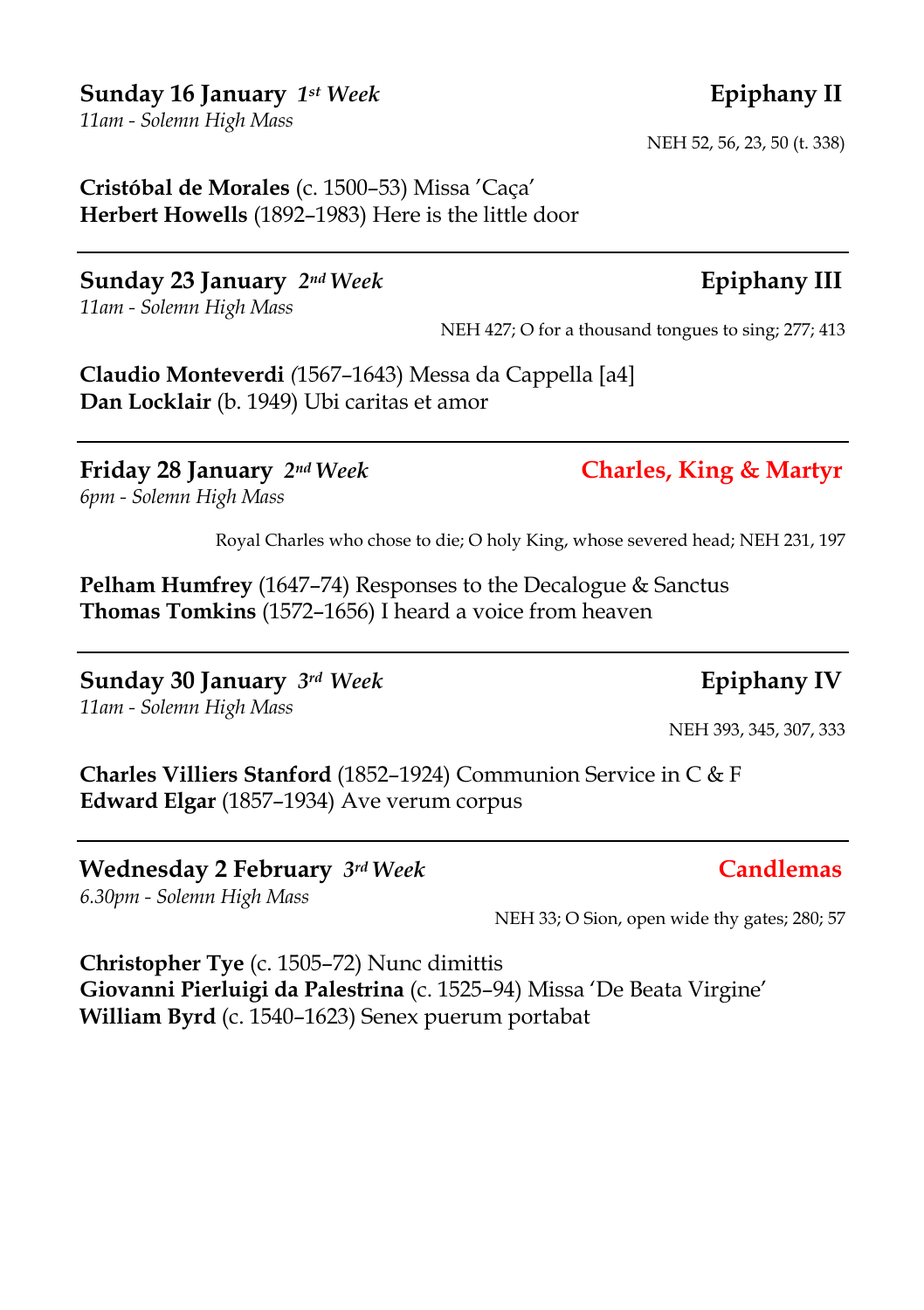**Sunday 16 January** ***1st Week*** **Epiphany II**

*11am - Solemn High Mass*

NEH 52, 56, 23, 50 (t. 338)

**Cristóbal de Morales** (c. 1500–53) Missa 'Caça'
**Herbert Howells** (1892–1983) Here is the little door

---

**Sunday 23 January** ***2nd Week*** **Epiphany III**

*11am - Solemn High Mass*

NEH 427; O for a thousand tongues to sing; 277; 413

**Claudio Monteverdi** (1567–1643) Messa da Cappella [a4]
**Dan Locklair** (b. 1949) Ubi caritas et amor

---

**Friday 28 January** ***2nd Week*** **Charles, King & Martyr**

*6pm - Solemn High Mass*

Royal Charles who chose to die; O holy King, whose severed head; NEH 231, 197

**Pelham Humfrey** (1647–74) Responses to the Decalogue & Sanctus
**Thomas Tomkins** (1572–1656) I heard a voice from heaven

---

**Sunday 30 January** ***3rd Week*** **Epiphany IV**

*11am - Solemn High Mass*

NEH 393, 345, 307, 333

**Charles Villiers Stanford** (1852–1924) Communion Service in C & F
**Edward Elgar** (1857–1934) Ave verum corpus

---

**Wednesday 2 February** ***3rd Week*** **Candlemas**

*6.30pm - Solemn High Mass*

NEH 33; O Sion, open wide thy gates; 280; 57

**Christopher Tye** (c. 1505–72) Nunc dimittis
**Giovanni Pierluigi da Palestrina** (c. 1525–94) Missa 'De Beata Virgine'
**William Byrd** (c. 1540–1623) Senex puerum portabat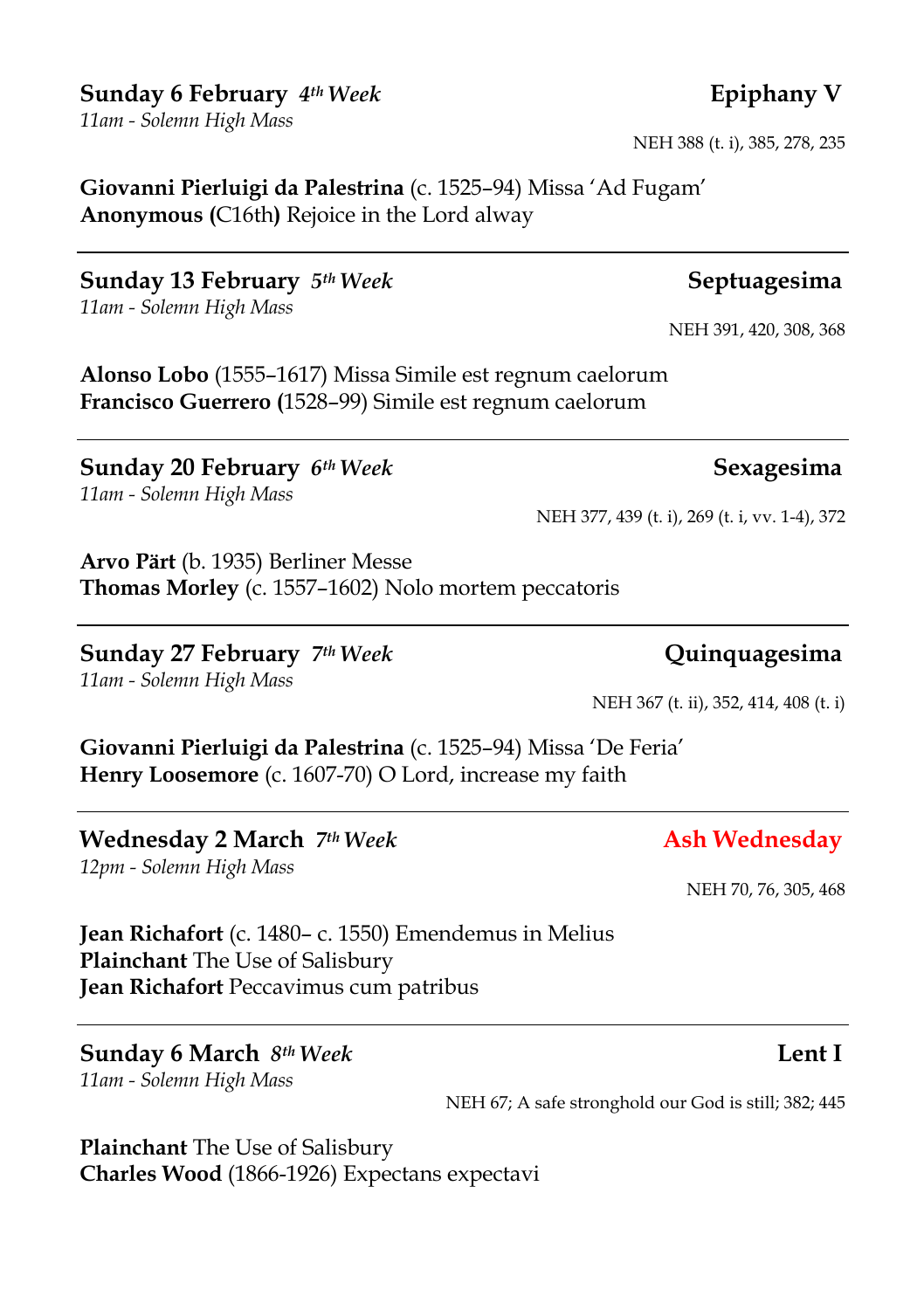**Sunday 6 February** ***4th Week*** **Epiphany V**

*11am - Solemn High Mass*

NEH 388 (t. i), 385, 278, 235

**Giovanni Pierluigi da Palestrina** (c. 1525–94) Missa 'Ad Fugam'
**Anonymous (**C16th**)** Rejoice in the Lord alway

---

**Sunday 13 February** ***5th Week*** **Septuagesima**

*11am - Solemn High Mass*

NEH 391, 420, 308, 368

**Alonso Lobo** (1555–1617) Missa Simile est regnum caelorum
**Francisco Guerrero (**1528–99) Simile est regnum caelorum

---

**Sunday 20 February** ***6th Week*** **Sexagesima**

*11am - Solemn High Mass*

NEH 377, 439 (t. i), 269 (t. i, vv. 1-4), 372

**Arvo Pärt** (b. 1935) Berliner Messe
**Thomas Morley** (c. 1557–1602) Nolo mortem peccatoris

---

**Sunday 27 February** ***7th Week*** **Quinquagesima**

*11am - Solemn High Mass*

NEH 367 (t. ii), 352, 414, 408 (t. i)

**Giovanni Pierluigi da Palestrina** (c. 1525–94) Missa 'De Feria'
**Henry Loosemore** (c. 1607-70) O Lord, increase my faith

---

**Wednesday 2 March** ***7th Week*** **Ash Wednesday**

*12pm - Solemn High Mass*

NEH 70, 76, 305, 468

**Jean Richafort** (c. 1480– c. 1550) Emendemus in Melius
**Plainchant** The Use of Salisbury
**Jean Richafort** Peccavimus cum patribus

---

**Sunday 6 March** ***8th Week*** **Lent I**

*11am - Solemn High Mass*

NEH 67; A safe stronghold our God is still; 382; 445

**Plainchant** The Use of Salisbury
**Charles Wood** (1866-1926) Expectans expectavi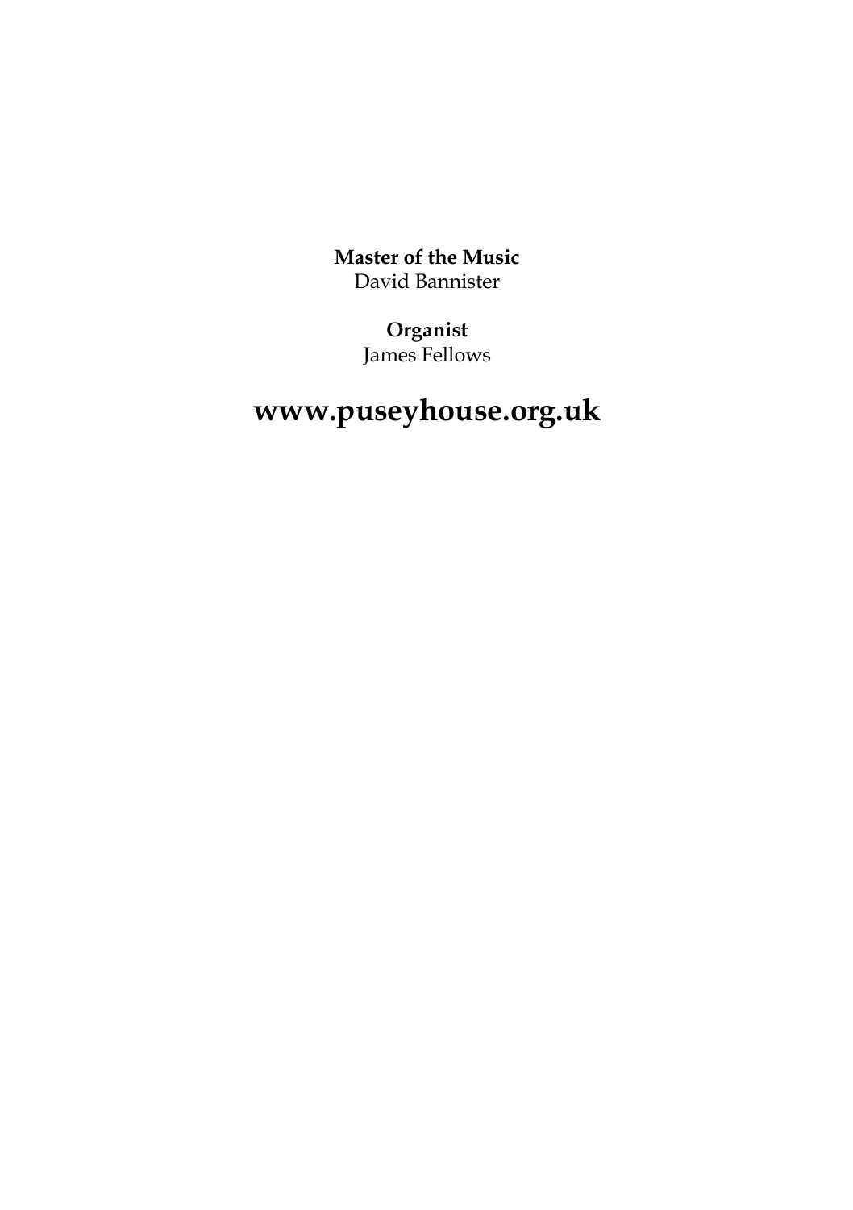**Master of the Music**
David Bannister

**Organist**
James Fellows

**www.puseyhouse.org.uk**